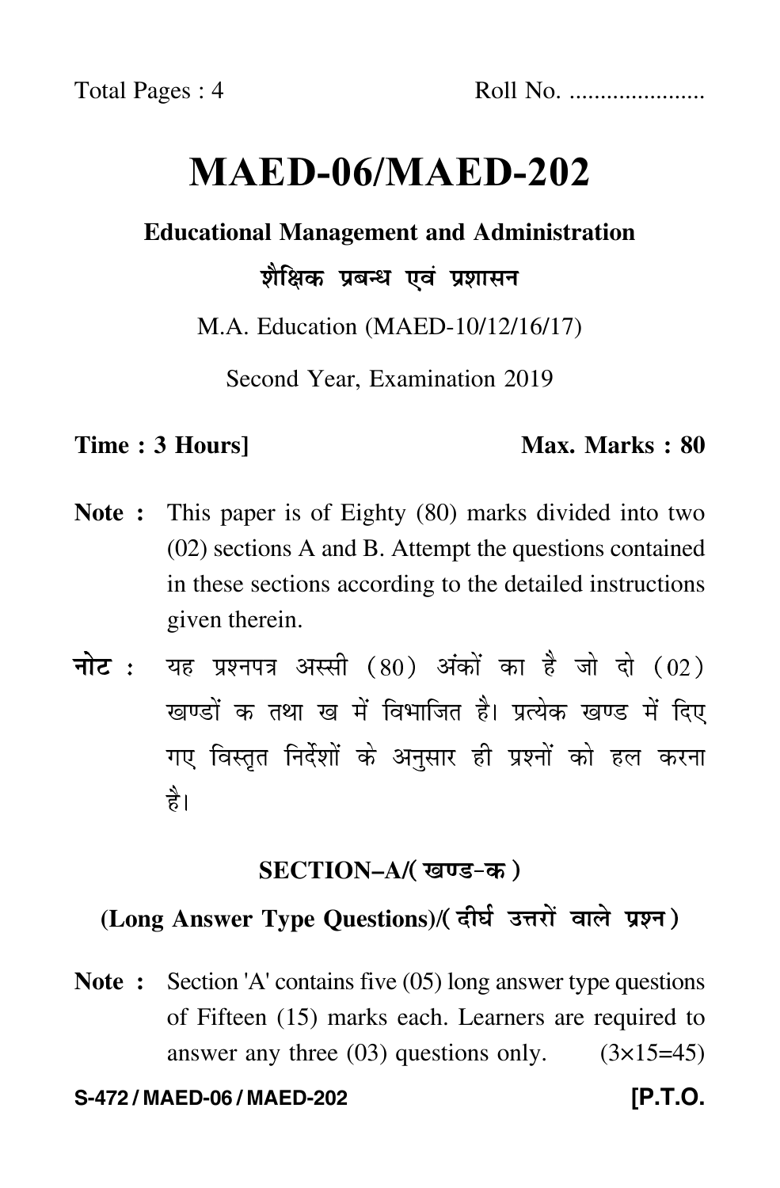Total Pages : 4 Roll No. .....................

# MAED-06/MAED-202

**Educational Management and Administration**

**शैक्षिक प्रबन्ध एवं प्रशासन**

M.A. Education (MAED-10/12/16/17)

Second Year, Examination 2019

**Time : 3 Hours]** **Max. Marks : 80**

**Note :** This paper is of Eighty (80) marks divided into two (02) sections A and B. Attempt the questions contained in these sections according to the detailed instructions given therein.

**नोट :** यह प्रश्नपत्र अस्सी (80) अंकों का है जो दो (02) खण्डों क तथा ख में विभाजित है। प्रत्येक खण्ड में दिए गए विस्तृत निर्देशों के अनुसार ही प्रश्नों को हल करना है।

## SECTION–A/(खण्ड-क)

### (Long Answer Type Questions)/(दीर्घ उत्तरों वाले प्रश्न)

**Note :** Section 'A' contains five (05) long answer type questions of Fifteen (15) marks each. Learners are required to answer any three (03) questions only. (3×15=45)

S-472 / MAED-06 / MAED-202 **[P.T.O.**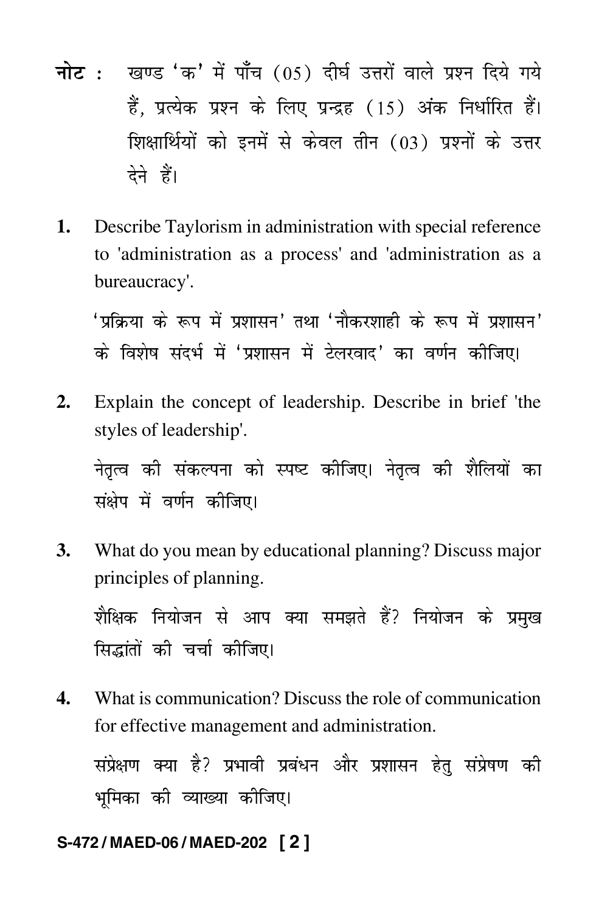**नोट :** खण्ड 'क' में पाँच (05) दीर्घ उत्तरों वाले प्रश्न दिये गये हैं, प्रत्येक प्रश्न के लिए प्रन्द्रह (15) अंक निर्धारित हैं। शिक्षार्थियों को इनमें से केवल तीन (03) प्रश्नों के उत्तर देने हैं।

**1.** Describe Taylorism in administration with special reference to 'administration as a process' and 'administration as a bureaucracy'.

'प्रक्रिया के रूप में प्रशासन' तथा 'नौकरशाही के रूप में प्रशासन' के विशेष संदर्भ में 'प्रशासन में टेलरवाद' का वर्णन कीजिए।

**2.** Explain the concept of leadership. Describe in brief 'the styles of leadership'.

नेतृत्व की संकल्पना को स्पष्ट कीजिए। नेतृत्व की शैलियों का संक्षेप में वर्णन कीजिए।

**3.** What do you mean by educational planning? Discuss major principles of planning.

शैक्षिक नियोजन से आप क्या समझते हैं? नियोजन के प्रमुख सिद्धांतों की चर्चा कीजिए।

**4.** What is communication? Discuss the role of communication for effective management and administration.

संप्रेक्षण क्या है? प्रभावी प्रबंधन और प्रशासन हेतु संप्रेषण की भूमिका की व्याख्या कीजिए।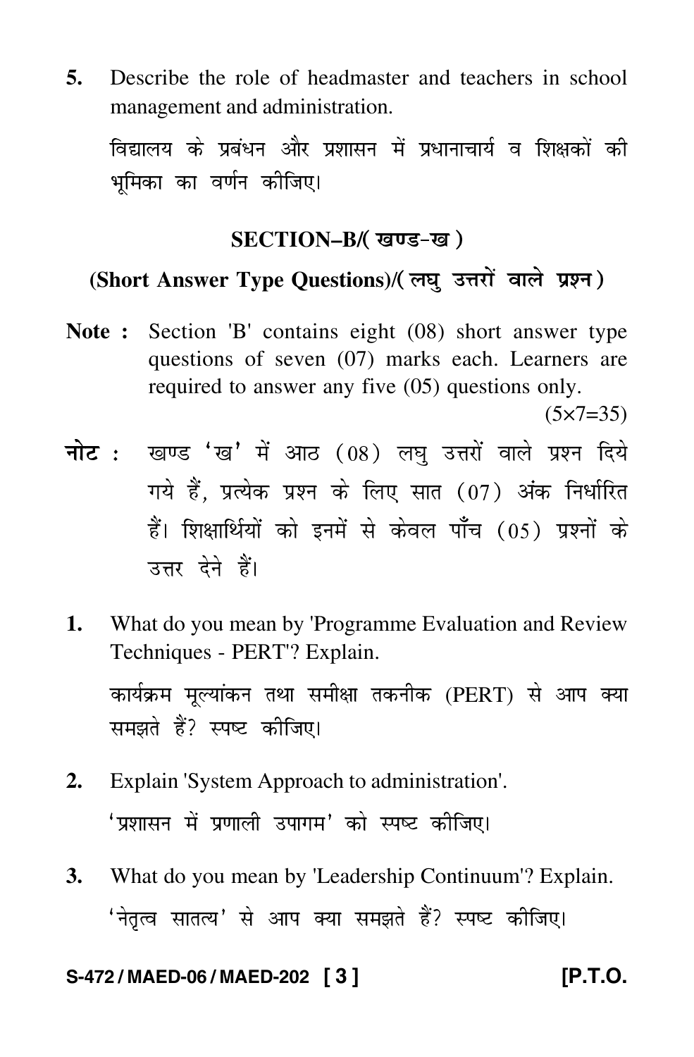5. Describe the role of headmaster and teachers in school management and administration.

   विद्यालय के प्रबंधन और प्रशासन में प्रधानाचार्य व शिक्षकों की भूमिका का वर्णन कीजिए।

## SECTION–B/( खण्ड-ख )

### (Short Answer Type Questions)/( लघु उत्तरों वाले प्रश्न )

**Note :** Section 'B' contains eight (08) short answer type questions of seven (07) marks each. Learners are required to answer any five (05) questions only. (5×7=35)

**नोट :** खण्ड 'ख' में आठ (08) लघु उत्तरों वाले प्रश्न दिये गये हैं, प्रत्येक प्रश्न के लिए सात (07) अंक निर्धारित हैं। शिक्षार्थियों को इनमें से केवल पाँच (05) प्रश्नों के उत्तर देने हैं।

1. What do you mean by 'Programme Evaluation and Review Techniques - PERT'? Explain.

   कार्यक्रम मूल्यांकन तथा समीक्षा तकनीक (PERT) से आप क्या समझते हैं? स्पष्ट कीजिए।

2. Explain 'System Approach to administration'.

   'प्रशासन में प्रणाली उपागम' को स्पष्ट कीजिए।

3. What do you mean by 'Leadership Continuum'? Explain.

   'नेतृत्व सातत्य' से आप क्या समझते हैं? स्पष्ट कीजिए।

S-472 / MAED-06 / MAED-202 [P.T.O.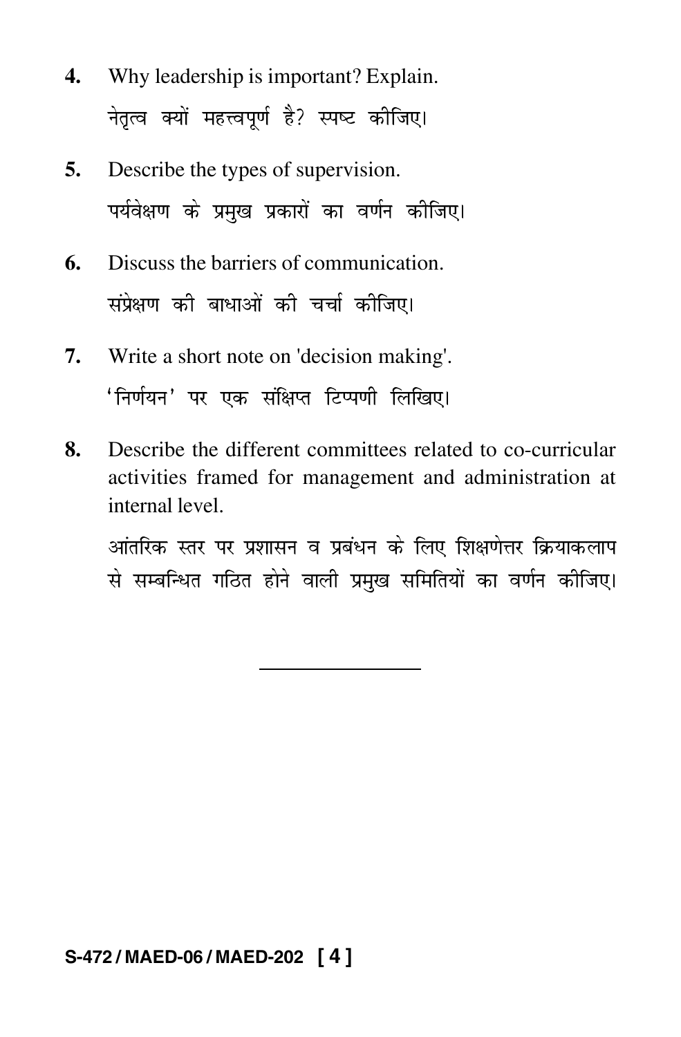4. Why leadership is important? Explain.

   नेतृत्व क्यों महत्त्वपूर्ण है? स्पष्ट कीजिए।

5. Describe the types of supervision.

   पर्यवेक्षण के प्रमुख प्रकारों का वर्णन कीजिए।

6. Discuss the barriers of communication.

   संप्रेक्षण की बाधाओं की चर्चा कीजिए।

7. Write a short note on 'decision making'.

   'निर्णयन' पर एक संक्षिप्त टिप्पणी लिखिए।

8. Describe the different committees related to co-curricular activities framed for management and administration at internal level.

   आंतरिक स्तर पर प्रशासन व प्रबंधन के लिए शिक्षणेत्तर क्रियाकलाप से सम्बन्धित गठित होने वाली प्रमुख समितियों का वर्णन कीजिए।